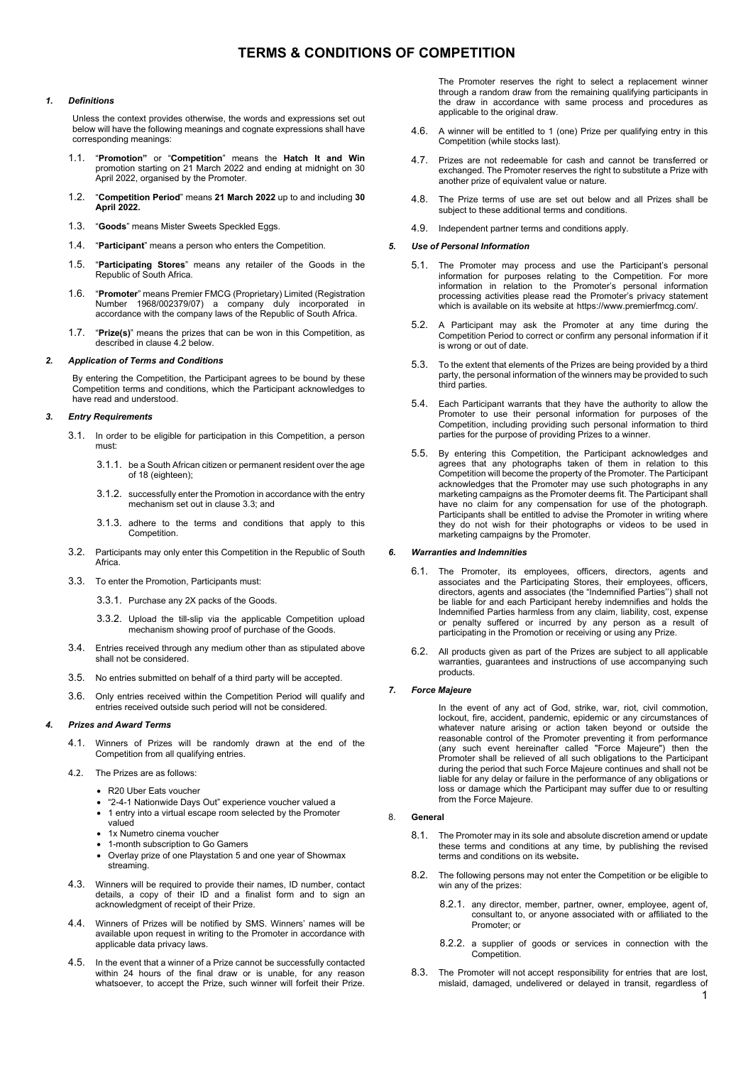# TERMS & CONDITIONS OF COMPETITION

### *1. Definitions*

Unless the context provides otherwise, the words and expressions set out below will have the following meanings and cognate expressions shall have corresponding meanings:

1.1. "**Promotion"** or "**Competition**" means the **Hatch It and Win** promotion starting on 21 March 2022 and ending at midnight on 30 April 2022, organised by the Promoter.

1.2. "**Competition Period**" means **21 March 2022** up to and including **30 April 2022.**

1.3. "**Goods**" means Mister Sweets Speckled Eggs.

1.4. "**Participant**" means a person who enters the Competition.

1.5. "**Participating Stores**" means any retailer of the Goods in the Republic of South Africa.

1.6. "**Promoter**" means Premier FMCG (Proprietary) Limited (Registration Number 1968/002379/07) a company duly incorporated in accordance with the company laws of the Republic of South Africa.

1.7. "**Prize(s)**" means the prizes that can be won in this Competition, as described in clause 4.2 below.

### *2. Application of Terms and Conditions*

By entering the Competition, the Participant agrees to be bound by these Competition terms and conditions, which the Participant acknowledges to have read and understood.

### *3. Entry Requirements*

3.1. In order to be eligible for participation in this Competition, a person must:

3.1.1. be a South African citizen or permanent resident over the age of 18 (eighteen);

3.1.2. successfully enter the Promotion in accordance with the entry mechanism set out in clause 3.3; and

3.1.3. adhere to the terms and conditions that apply to this Competition.

3.2. Participants may only enter this Competition in the Republic of South Africa.

3.3. To enter the Promotion, Participants must:

3.3.1. Purchase any 2X packs of the Goods.

3.3.2. Upload the till-slip via the applicable Competition upload mechanism showing proof of purchase of the Goods.

3.4. Entries received through any medium other than as stipulated above shall not be considered.

3.5. No entries submitted on behalf of a third party will be accepted.

3.6. Only entries received within the Competition Period will qualify and entries received outside such period will not be considered.

### *4. Prizes and Award Terms*

4.1. Winners of Prizes will be randomly drawn at the end of the Competition from all qualifying entries.

4.2. The Prizes are as follows:

- R20 Uber Eats voucher
- "2-4-1 Nationwide Days Out" experience voucher valued a
- 1 entry into a virtual escape room selected by the Promoter valued
- 1x Numetro cinema voucher
- 1-month subscription to Go Gamers
- Overlay prize of one Playstation 5 and one year of Showmax streaming.

4.3. Winners will be required to provide their names, ID number, contact details, a copy of their ID and a finalist form and to sign an acknowledgment of receipt of their Prize.

4.4. Winners of Prizes will be notified by SMS. Winners' names will be available upon request in writing to the Promoter in accordance with applicable data privacy laws.

4.5. In the event that a winner of a Prize cannot be successfully contacted within 24 hours of the final draw or is unable, for any reason whatsoever, to accept the Prize, such winner will forfeit their Prize. The Promoter reserves the right to select a replacement winner through a random draw from the remaining qualifying participants in the draw in accordance with same process and procedures as applicable to the original draw.

4.6. A winner will be entitled to 1 (one) Prize per qualifying entry in this Competition (while stocks last).

4.7. Prizes are not redeemable for cash and cannot be transferred or exchanged. The Promoter reserves the right to substitute a Prize with another prize of equivalent value or nature.

4.8. The Prize terms of use are set out below and all Prizes shall be subject to these additional terms and conditions.

4.9. Independent partner terms and conditions apply.

### *5. Use of Personal Information*

5.1. The Promoter may process and use the Participant's personal information for purposes relating to the Competition. For more information in relation to the Promoter's personal information processing activities please read the Promoter's privacy statement which is available on its website at https://www.premierfmcg.com/.

5.2. A Participant may ask the Promoter at any time during the Competition Period to correct or confirm any personal information if it is wrong or out of date.

5.3. To the extent that elements of the Prizes are being provided by a third party, the personal information of the winners may be provided to such third parties.

5.4. Each Participant warrants that they have the authority to allow the Promoter to use their personal information for purposes of the Competition, including providing such personal information to third parties for the purpose of providing Prizes to a winner.

5.5. By entering this Competition, the Participant acknowledges and agrees that any photographs taken of them in relation to this Competition will become the property of the Promoter. The Participant acknowledges that the Promoter may use such photographs in any marketing campaigns as the Promoter deems fit. The Participant shall have no claim for any compensation for use of the photograph. Participants shall be entitled to advise the Promoter in writing where they do not wish for their photographs or videos to be used in marketing campaigns by the Promoter.

### *6. Warranties and Indemnities*

6.1. The Promoter, its employees, officers, directors, agents and associates and the Participating Stores, their employees, officers, directors, agents and associates (the "Indemnified Parties'') shall not be liable for and each Participant hereby indemnifies and holds the Indemnified Parties harmless from any claim, liability, cost, expense or penalty suffered or incurred by any person as a result of participating in the Promotion or receiving or using any Prize.

6.2. All products given as part of the Prizes are subject to all applicable warranties, guarantees and instructions of use accompanying such products.

### *7. Force Majeure*

In the event of any act of God, strike, war, riot, civil commotion, lockout, fire, accident, pandemic, epidemic or any circumstances of whatever nature arising or action taken beyond or outside the reasonable control of the Promoter preventing it from performance (any such event hereinafter called "Force Majeure") then the Promoter shall be relieved of all such obligations to the Participant during the period that such Force Majeure continues and shall not be liable for any delay or failure in the performance of any obligations or loss or damage which the Participant may suffer due to or resulting from the Force Majeure.

### 8. General

8.1. The Promoter may in its sole and absolute discretion amend or update these terms and conditions at any time, by publishing the revised terms and conditions on its website**.**

8.2. The following persons may not enter the Competition or be eligible to win any of the prizes:

8.2.1. any director, member, partner, owner, employee, agent of, consultant to, or anyone associated with or affiliated to the Promoter; or

8.2.2. a supplier of goods or services in connection with the Competition.

8.3. The Promoter will not accept responsibility for entries that are lost, mislaid, damaged, undelivered or delayed in transit, regardless of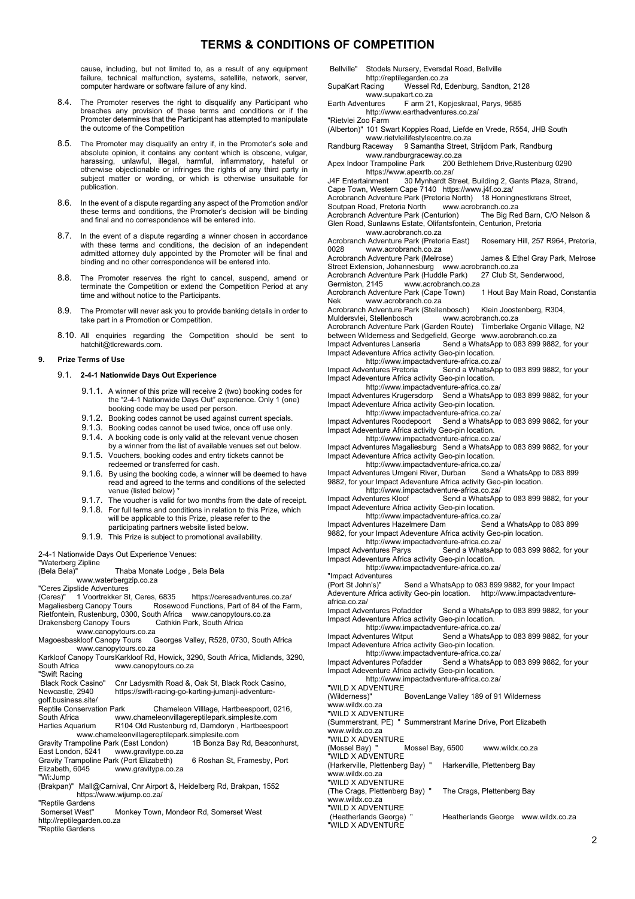# TERMS & CONDITIONS OF COMPETITION

cause, including, but not limited to, as a result of any equipment failure, technical malfunction, systems, satellite, network, server, computer hardware or software failure of any kind.

8.4. The Promoter reserves the right to disqualify any Participant who breaches any provision of these terms and conditions or if the Promoter determines that the Participant has attempted to manipulate the outcome of the Competition

8.5. The Promoter may disqualify an entry if, in the Promoter's sole and absolute opinion, it contains any content which is obscene, vulgar, harassing, unlawful, illegal, harmful, inflammatory, hateful or otherwise objectionable or infringes the rights of any third party in subject matter or wording, or which is otherwise unsuitable for publication.

8.6. In the event of a dispute regarding any aspect of the Promotion and/or these terms and conditions, the Promoter's decision will be binding and final and no correspondence will be entered into.

8.7. In the event of a dispute regarding a winner chosen in accordance with these terms and conditions, the decision of an independent admitted attorney duly appointed by the Promoter will be final and binding and no other correspondence will be entered into.

8.8. The Promoter reserves the right to cancel, suspend, amend or terminate the Competition or extend the Competition Period at any time and without notice to the Participants.

8.9. The Promoter will never ask you to provide banking details in order to take part in a Promotion or Competition.

8.10. All enquiries regarding the Competition should be sent to hatchit@tlcrewards.com.

**9. Prize Terms of Use**

9.1. **2-4-1 Nationwide Days Out Experience**

9.1.1. A winner of this prize will receive 2 (two) booking codes for the "2-4-1 Nationwide Days Out" experience. Only 1 (one) booking code may be used per person.

9.1.2. Booking codes cannot be used against current specials.

9.1.3. Booking codes cannot be used twice, once off use only.

9.1.4. A booking code is only valid at the relevant venue chosen by a winner from the list of available venues set out below.

9.1.5. Vouchers, booking codes and entry tickets cannot be redeemed or transferred for cash.

9.1.6. By using the booking code, a winner will be deemed to have read and agreed to the terms and conditions of the selected venue (listed below) *

9.1.7. The voucher is valid for two months from the date of receipt.

9.1.8. For full terms and conditions in relation to this Prize, which will be applicable to this Prize, please refer to the participating partners website listed below.

9.1.9. This Prize is subject to promotional availability.

2-4-1 Nationwide Days Out Experience Venues:

"Waterberg Zipline (Bela Bela)" Thaba Monate Lodge , Bela Bela www.waterbergzip.co.za

"Ceres Zipslide Adventures (Ceres)" 1 Voortrekker St, Ceres, 6835 https://ceresadventures.co.za/

Magaliesberg Canopy Tours Rosewood Functions, Part of 84 of the Farm, Rietfontein, Rustenburg, 0300, South Africa www.canopytours.co.za

Drakensberg Canopy Tours Cathkin Park, South Africa www.canopytours.co.za

Magoesbaskloof Canopy Tours Georges Valley, R528, 0730, South Africa www.canopytours.co.za

Karkloof Canopy Tours Karkloof Rd, Howick, 3290, South Africa, Midlands, 3290, South Africa www.canopytours.co.za

"Swift Racing Black Rock Casino" Cnr Ladysmith Road &, Oak St, Black Rock Casino, Newcastle, 2940 https://swift-racing-go-karting-jumanji-adventure-golf.business.site/

Reptile Conservation Park Chameleon Villlage, Hartbeespoort, 0216, South Africa www.chameleonvillagereptilepark.simplesite.com

Harties Aquarium R104 Old Rustenburg rd, Damdoryn , Hartbeespoort www.chameleonvillagereptilepark.simplesite.com

Gravity Trampoline Park (East London) 1B Bonza Bay Rd, Beaconhurst, East London, 5241 www.gravitype.co.za

Gravity Trampoline Park (Port Elizabeth) 6 Roshan St, Framesby, Port Elizabeth, 6045 www.gravitype.co.za

"Wi:Jump (Brakpan)" Mall@Carnival, Cnr Airport &, Heidelberg Rd, Brakpan, 1552 https://www.wijump.co.za/

"Reptile Gardens Somerset West" Monkey Town, Mondeor Rd, Somerset West http://reptilegarden.co.za

"Reptile Gardens Bellville" Stodels Nursery, Eversdal Road, Bellville http://reptilegarden.co.za

SupaKart Racing Wessel Rd, Edenburg, Sandton, 2128 www.supakart.co.za

Earth Adventures F arm 21, Kopjeskraal, Parys, 9585 http://www.earthadventures.co.za/

"Rietvlei Zoo Farm (Alberton)" 101 Swart Koppies Road, Liefde en Vrede, R554, JHB South www.rietvleilifestylecentre.co.za

Randburg Raceway 9 Samantha Street, Strijdom Park, Randburg www.randburgraceway.co.za

Apex Indoor Trampoline Park 200 Bethlehem Drive,Rustenburg 0290 https://www.apexrtb.co.za/

J4F Entertainment 30 Mynhardt Street, Building 2, Gants Plaza, Strand, Cape Town, Western Cape 7140 https://www.j4f.co.za/

Acrobranch Adventure Park (Pretoria North) 18 Honingnestkrans Street, Soutpan Road, Pretoria North www.acrobranch.co.za

Acrobranch Adventure Park (Centurion) The Big Red Barn, C/O Nelson & Glen Road, Sunlawns Estate, Olifantsfontein, Centurion, Pretoria www.acrobranch.co.za

Acrobranch Adventure Park (Pretoria East) Rosemary Hill, 257 R964, Pretoria, 0028 www.acrobranch.co.za

Acrobranch Adventure Park (Melrose) James & Ethel Gray Park, Melrose Street Extension, Johannesburg www.acrobranch.co.za

Acrobranch Adventure Park (Huddle Park) 27 Club St, Senderwood, Germiston, 2145 www.acrobranch.co.za

Acrobranch Adventure Park (Cape Town) 1 Hout Bay Main Road, Constantia Nek www.acrobranch.co.za

Acrobranch Adventure Park (Stellenbosch) Klein Joostenberg, R304, Muldersvlei, Stellenbosch www.acrobranch.co.za

Acrobranch Adventure Park (Garden Route) Timberlake Organic Village, N2 between Wilderness and Sedgefield, George www.acrobranch.co.za

Impact Adventures Lanseria Send a WhatsApp to 083 899 9882, for your Impact Adeventure Africa activity Geo-pin location. http://www.impactadventure-africa.co.za/

Impact Adventures Pretoria Send a WhatsApp to 083 899 9882, for your Impact Adeventure Africa activity Geo-pin location. http://www.impactadventure-africa.co.za/

Impact Adventures Krugersdorp Send a WhatsApp to 083 899 9882, for your Impact Adeventure Africa activity Geo-pin location. http://www.impactadventure-africa.co.za/

Impact Adventures Roodepoort Send a WhatsApp to 083 899 9882, for your Impact Adeventure Africa activity Geo-pin location. http://www.impactadventure-africa.co.za/

Impact Adventures Magaliesburg Send a WhatsApp to 083 899 9882, for your Impact Adeventure Africa activity Geo-pin location. http://www.impactadventure-africa.co.za/

Impact Adventures Umgeni River, Durban Send a WhatsApp to 083 899 9882, for your Impact Adeventure Africa activity Geo-pin location. http://www.impactadventure-africa.co.za/

Impact Adventures Kloof Send a WhatsApp to 083 899 9882, for your Impact Adeventure Africa activity Geo-pin location. http://www.impactadventure-africa.co.za/

Impact Adventures Hazelmere Dam Send a WhatsApp to 083 899 9882, for your Impact Adeventure Africa activity Geo-pin location. http://www.impactadventure-africa.co.za/

Impact Adventures Parys Send a WhatsApp to 083 899 9882, for your Impact Adeventure Africa activity Geo-pin location. http://www.impactadventure-africa.co.za/

"Impact Adventures (Port St John's)" Send a WhatsApp to 083 899 9882, for your Impact Adeventure Africa activity Geo-pin location. http://www.impactadventure-africa.co.za/

Impact Adventures Pofadder Send a WhatsApp to 083 899 9882, for your Impact Adeventure Africa activity Geo-pin location. http://www.impactadventure-africa.co.za/

Impact Adventures Witput Send a WhatsApp to 083 899 9882, for your Impact Adeventure Africa activity Geo-pin location. http://www.impactadventure-africa.co.za/

Impact Adventures Pofadder Send a WhatsApp to 083 899 9882, for your Impact Adeventure Africa activity Geo-pin location. http://www.impactadventure-africa.co.za/

"WILD X ADVENTURE (Wilderness)" BovenLange Valley 189 of 91 Wilderness www.wildx.co.za

"WILD X ADVENTURE (Summerstrant, PE) " Summerstrant Marine Drive, Port Elizabeth www.wildx.co.za

"WILD X ADVENTURE (Mossel Bay) " Mossel Bay, 6500 www.wildx.co.za

"WILD X ADVENTURE (Harkerville, Plettenberg Bay) " Harkerville, Plettenberg Bay www.wildx.co.za

"WILD X ADVENTURE (The Crags, Plettenberg Bay) " The Crags, Plettenberg Bay www.wildx.co.za

"WILD X ADVENTURE (Heatherlands George) " Heatherlands George www.wildx.co.za

"WILD X ADVENTURE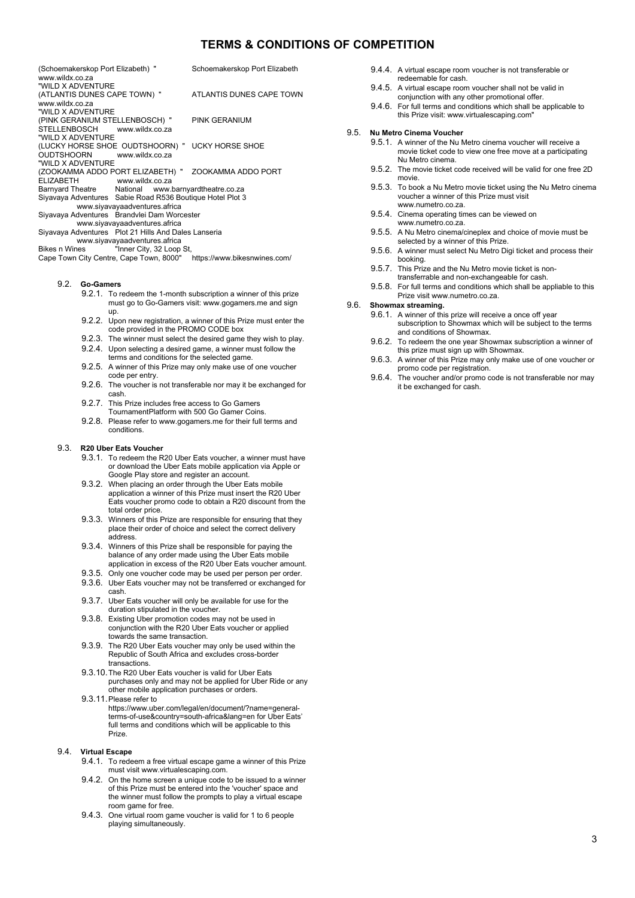# TERMS & CONDITIONS OF COMPETITION

| | |
|---|---|
| (Schoemakerskop Port Elizabeth) " www.wildx.co.za | Schoemakerskop Port Elizabeth |
| "WILD X ADVENTURE (ATLANTIS DUNES CAPE TOWN) " www.wildx.co.za | ATLANTIS DUNES CAPE TOWN |
| "WILD X ADVENTURE (PINK GERANIUM STELLENBOSCH) " STELLENBOSCH www.wildx.co.za | PINK GERANIUM |
| "WILD X ADVENTURE (LUCKY HORSE SHOE OUDTSHOORN) " OUDTSHOORN www.wildx.co.za | UCKY HORSE SHOE |
| "WILD X ADVENTURE (ZOOKAMMA ADDO PORT ELIZABETH) " ELIZABETH www.wildx.co.za | ZOOKAMMA ADDO PORT |
| Barnyard Theatre National www.barnyardtheatre.co.za | |
| Siyavaya Adventures Sabie Road R536 Boutique Hotel Plot 3 www.siyavayaadventures.africa | |
| Siyavaya Adventures Brandvlei Dam Worcester www.siyavayaadventures.africa | |
| Siyavaya Adventures Plot 21 Hills And Dales Lanseria www.siyavayaadventures.africa | |
| Bikes n Wines "Inner City, 32 Loop St, Cape Town City Centre, Cape Town, 8000" | https://www.bikesnwines.com/ |

9.2. **Go-Gamers**

9.2.1. To redeem the 1-month subscription a winner of this prize must go to Go-Gamers visit: www.gogamers.me and sign up.

9.2.2. Upon new registration, a winner of this Prize must enter the code provided in the PROMO CODE box

9.2.3. The winner must select the desired game they wish to play.

9.2.4. Upon selecting a desired game, a winner must follow the terms and conditions for the selected game.

9.2.5. A winner of this Prize may only make use of one voucher code per entry.

9.2.6. The voucher is not transferable nor may it be exchanged for cash.

9.2.7. This Prize includes free access to Go Gamers TournamentPlatform with 500 Go Gamer Coins.

9.2.8. Please refer to www.gogamers.me for their full terms and conditions.

9.3. **R20 Uber Eats Voucher**

9.3.1. To redeem the R20 Uber Eats voucher, a winner must have or download the Uber Eats mobile application via Apple or Google Play store and register an account.

9.3.2. When placing an order through the Uber Eats mobile application a winner of this Prize must insert the R20 Uber Eats voucher promo code to obtain a R20 discount from the total order price.

9.3.3. Winners of this Prize are responsible for ensuring that they place their order of choice and select the correct delivery address.

9.3.4. Winners of this Prize shall be responsible for paying the balance of any order made using the Uber Eats mobile application in excess of the R20 Uber Eats voucher amount.

9.3.5. Only one voucher code may be used per person per order.

9.3.6. Uber Eats voucher may not be transferred or exchanged for cash.

9.3.7. Uber Eats voucher will only be available for use for the duration stipulated in the voucher.

9.3.8. Existing Uber promotion codes may not be used in conjunction with the R20 Uber Eats voucher or applied towards the same transaction.

9.3.9. The R20 Uber Eats voucher may only be used within the Republic of South Africa and excludes cross-border transactions.

9.3.10. The R20 Uber Eats voucher is valid for Uber Eats purchases only and may not be applied for Uber Ride or any other mobile application purchases or orders.

9.3.11. Please refer to https://www.uber.com/legal/en/document/?name=general-terms-of-use&country=south-africa&lang=en for Uber Eats' full terms and conditions which will be applicable to this Prize.

9.4. **Virtual Escape**

9.4.1. To redeem a free virtual escape game a winner of this Prize must visit www.virtualescaping.com.

9.4.2. On the home screen a unique code to be issued to a winner of this Prize must be entered into the 'voucher' space and the winner must follow the prompts to play a virtual escape room game for free.

9.4.3. One virtual room game voucher is valid for 1 to 6 people playing simultaneously.

9.4.4. A virtual escape room voucher is not transferable or redeemable for cash.

9.4.5. A virtual escape room voucher shall not be valid in conjunction with any other promotional offer.

9.4.6. For full terms and conditions which shall be applicable to this Prize visit: www.virtualescaping.com"

9.5. **Nu Metro Cinema Voucher**

9.5.1. A winner of the Nu Metro cinema voucher will receive a movie ticket code to view one free move at a participating Nu Metro cinema.

9.5.2. The movie ticket code received will be valid for one free 2D movie.

9.5.3. To book a Nu Metro movie ticket using the Nu Metro cinema voucher a winner of this Prize must visit www.numetro.co.za.

9.5.4. Cinema operating times can be viewed on www.numetro.co.za.

9.5.5. A Nu Metro cinema/cineplex and choice of movie must be selected by a winner of this Prize.

9.5.6. A winner must select Nu Metro Digi ticket and process their booking.

9.5.7. This Prize and the Nu Metro movie ticket is non-transferrable and non-exchangeable for cash.

9.5.8. For full terms and conditions which shall be appliable to this Prize visit www.numetro.co.za.

9.6. **Showmax streaming.**

9.6.1. A winner of this prize will receive a once off year subscription to Showmax which will be subject to the terms and conditions of Showmax.

9.6.2. To redeem the one year Showmax subscription a winner of this prize must sign up with Showmax.

9.6.3. A winner of this Prize may only make use of one voucher or promo code per registration.

9.6.4. The voucher and/or promo code is not transferable nor may it be exchanged for cash.